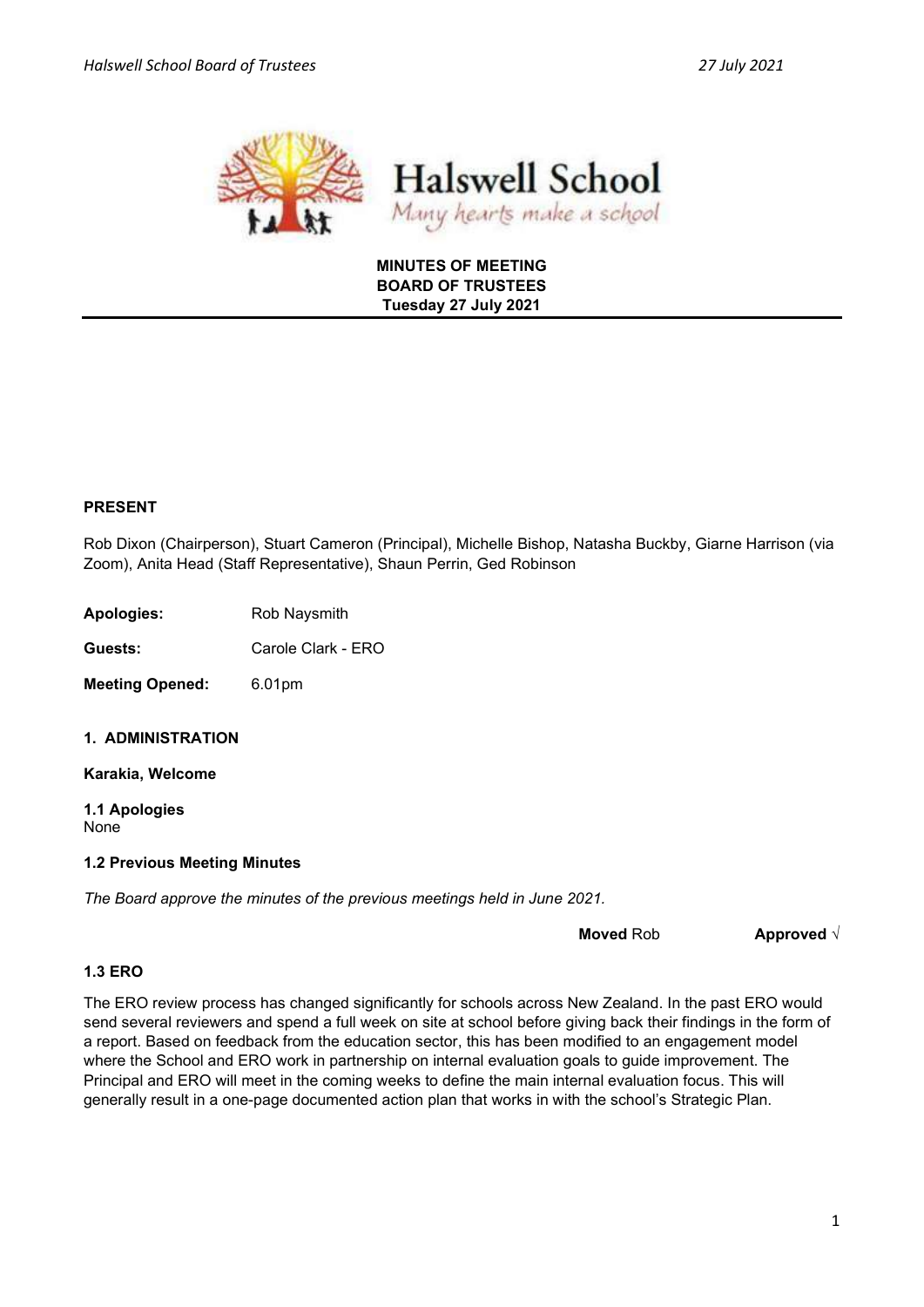# Halswell School

*Many hearts make a school*

**MINUTES OF MEETING**
**BOARD OF TRUSTEES**
**Tuesday 27 July 2021**

---

**PRESENT**

Rob Dixon (Chairperson), Stuart Cameron (Principal), Michelle Bishop, Natasha Buckby, Giarne Harrison (via Zoom), Anita Head (Staff Representative), Shaun Perrin, Ged Robinson

**Apologies:** Rob Naysmith

**Guests:** Carole Clark - ERO

**Meeting Opened:** 6.01pm

## 1. ADMINISTRATION

**Karakia, Welcome**

### 1.1 Apologies

None

### 1.2 Previous Meeting Minutes

*The Board approve the minutes of the previous meetings held in June 2021.*

**Moved** Rob **Approved** √

### 1.3 ERO

The ERO review process has changed significantly for schools across New Zealand. In the past ERO would send several reviewers and spend a full week on site at school before giving back their findings in the form of a report. Based on feedback from the education sector, this has been modified to an engagement model where the School and ERO work in partnership on internal evaluation goals to guide improvement. The Principal and ERO will meet in the coming weeks to define the main internal evaluation focus. This will generally result in a one-page documented action plan that works in with the school's Strategic Plan.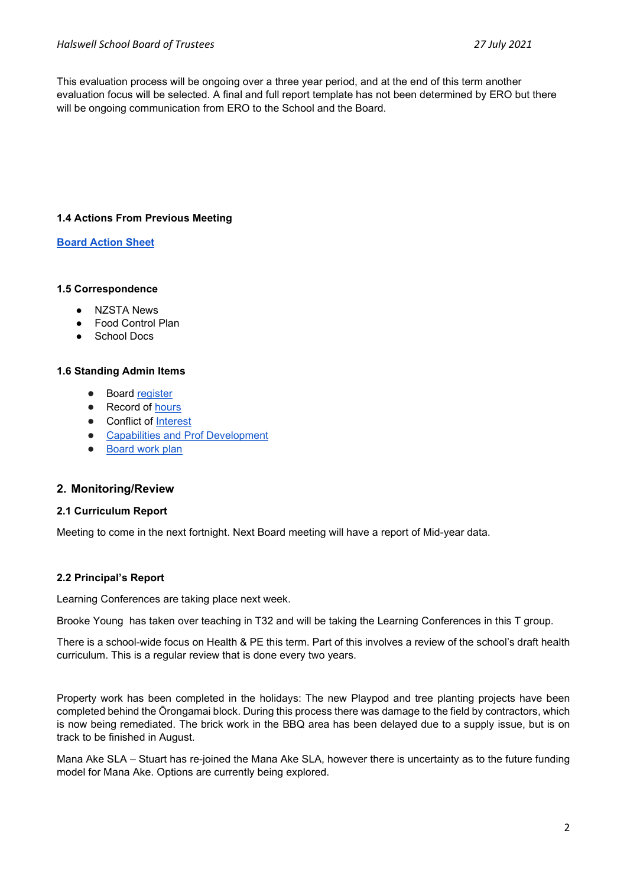This evaluation process will be ongoing over a three year period, and at the end of this term another evaluation focus will be selected. A final and full report template has not been determined by ERO but there will be ongoing communication from ERO to the School and the Board.

### 1.4 Actions From Previous Meeting

**Board Action Sheet**

### 1.5 Correspondence

- NZSTA News
- Food Control Plan
- School Docs

### 1.6 Standing Admin Items

- Board register
- Record of hours
- Conflict of Interest
- Capabilities and Prof Development
- Board work plan

## 2. Monitoring/Review

### 2.1 Curriculum Report

Meeting to come in the next fortnight. Next Board meeting will have a report of Mid-year data.

### 2.2 Principal's Report

Learning Conferences are taking place next week.

Brooke Young has taken over teaching in T32 and will be taking the Learning Conferences in this T group.

There is a school-wide focus on Health & PE this term. Part of this involves a review of the school's draft health curriculum. This is a regular review that is done every two years.

Property work has been completed in the holidays: The new Playpod and tree planting projects have been completed behind the Ōrongamai block. During this process there was damage to the field by contractors, which is now being remediated. The brick work in the BBQ area has been delayed due to a supply issue, but is on track to be finished in August.

Mana Ake SLA – Stuart has re-joined the Mana Ake SLA, however there is uncertainty as to the future funding model for Mana Ake. Options are currently being explored.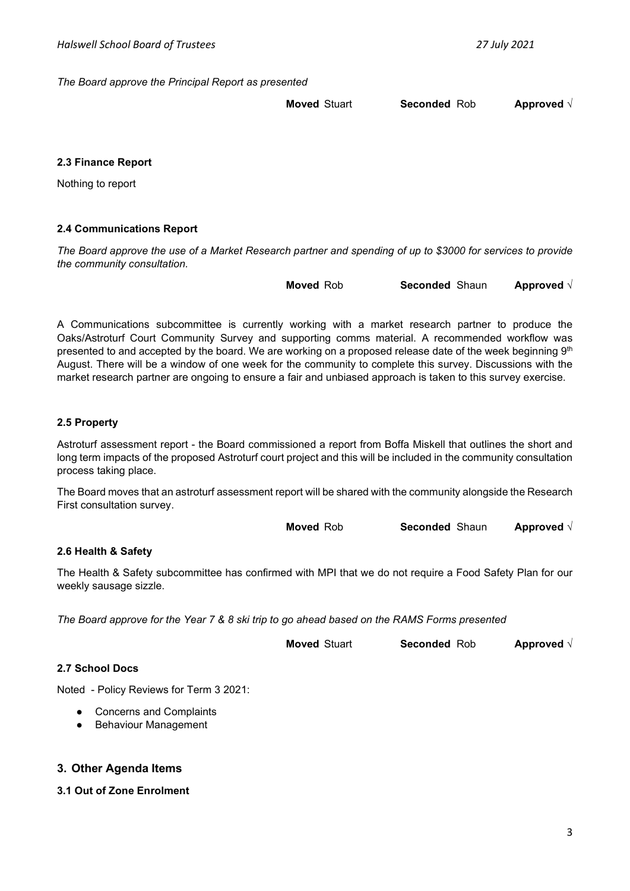*The Board approve the Principal Report as presented*

**Moved** Stuart **Seconded** Rob **Approved** √

### 2.3 Finance Report

Nothing to report

### 2.4 Communications Report

*The Board approve the use of a Market Research partner and spending of up to $3000 for services to provide the community consultation.*

**Moved** Rob **Seconded** Shaun **Approved** √

A Communications subcommittee is currently working with a market research partner to produce the Oaks/Astroturf Court Community Survey and supporting comms material. A recommended workflow was presented to and accepted by the board. We are working on a proposed release date of the week beginning 9th August. There will be a window of one week for the community to complete this survey. Discussions with the market research partner are ongoing to ensure a fair and unbiased approach is taken to this survey exercise.

### 2.5 Property

Astroturf assessment report - the Board commissioned a report from Boffa Miskell that outlines the short and long term impacts of the proposed Astroturf court project and this will be included in the community consultation process taking place.

The Board moves that an astroturf assessment report will be shared with the community alongside the Research First consultation survey.

**Moved** Rob **Seconded** Shaun **Approved** √

### 2.6 Health & Safety

The Health & Safety subcommittee has confirmed with MPI that we do not require a Food Safety Plan for our weekly sausage sizzle.

*The Board approve for the Year 7 & 8 ski trip to go ahead based on the RAMS Forms presented*

**Moved** Stuart **Seconded** Rob **Approved** √

### 2.7 School Docs

Noted - Policy Reviews for Term 3 2021:

- Concerns and Complaints
- Behaviour Management

## 3. Other Agenda Items

### 3.1 Out of Zone Enrolment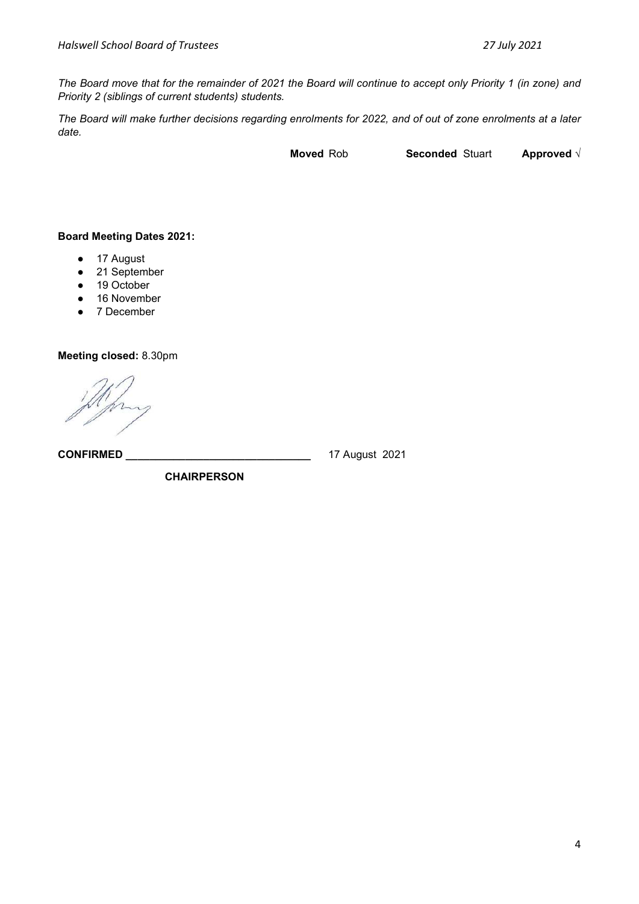*The Board move that for the remainder of 2021 the Board will continue to accept only Priority 1 (in zone) and Priority 2 (siblings of current students) students.*

*The Board will make further decisions regarding enrolments for 2022, and of out of zone enrolments at a later date.*

**Moved** Rob **Seconded** Stuart **Approved** √

**Board Meeting Dates 2021:**

- 17 August
- 21 September
- 19 October
- 16 November
- 7 December

**Meeting closed:** 8.30pm

**CONFIRMED** _______________________________ 17 August 2021

**CHAIRPERSON**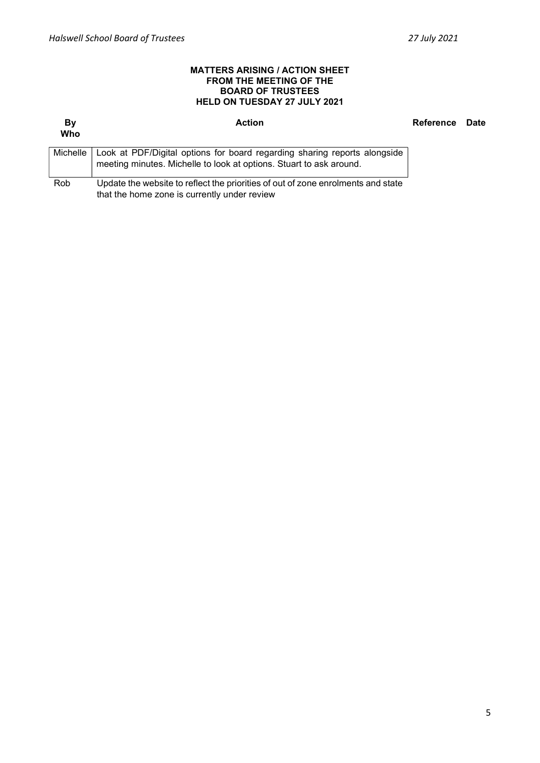**MATTERS ARISING / ACTION SHEET**
**FROM THE MEETING OF THE**
**BOARD OF TRUSTEES**
**HELD ON TUESDAY 27 JULY 2021**

| By Who | Action | Reference | Date |
|---|---|---|---|
| Michelle | Look at PDF/Digital options for board regarding sharing reports alongside meeting minutes. Michelle to look at options. Stuart to ask around. | | |
| Rob | Update the website to reflect the priorities of out of zone enrolments and state that the home zone is currently under review | | |